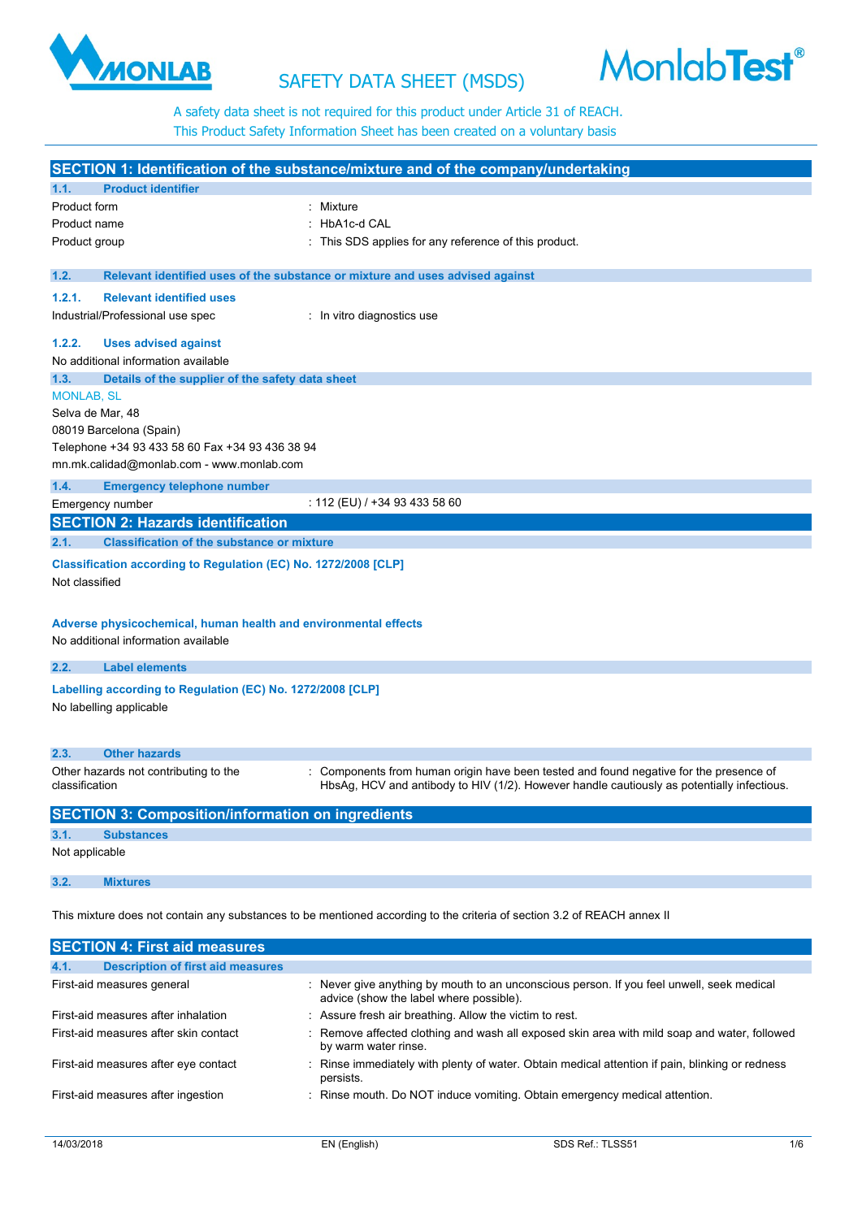# SAFETY DATA SHEET (MSDS)

A safety data sheet is not required for this product under Article 31 of REACH.
This Product Safety Information Sheet has been created on a voluntary basis

## SECTION 1: Identification of the substance/mixture and of the company/undertaking

### 1.1. Product identifier

| | |
|---|---|
| Product form | : Mixture |
| Product name | : HbA1c-d CAL |
| Product group | : This SDS applies for any reference of this product. |

### 1.2. Relevant identified uses of the substance or mixture and uses advised against

#### 1.2.1. Relevant identified uses

Industrial/Professional use spec : In vitro diagnostics use

#### 1.2.2. Uses advised against

No additional information available

### 1.3. Details of the supplier of the safety data sheet

MONLAB, SL
Selva de Mar, 48
08019 Barcelona (Spain)
Telephone +34 93 433 58 60 Fax +34 93 436 38 94
mn.mk.calidad@monlab.com - www.monlab.com

### 1.4. Emergency telephone number

Emergency number : 112 (EU) / +34 93 433 58 60

## SECTION 2: Hazards identification

### 2.1. Classification of the substance or mixture

**Classification according to Regulation (EC) No. 1272/2008 [CLP]**

Not classified

**Adverse physicochemical, human health and environmental effects**

No additional information available

### 2.2. Label elements

**Labelling according to Regulation (EC) No. 1272/2008 [CLP]**

No labelling applicable

### 2.3. Other hazards

Other hazards not contributing to the classification : Components from human origin have been tested and found negative for the presence of HbsAg, HCV and antibody to HIV (1/2). However handle cautiously as potentially infectious.

## SECTION 3: Composition/information on ingredients

### 3.1. Substances

Not applicable

### 3.2. Mixtures

This mixture does not contain any substances to be mentioned according to the criteria of section 3.2 of REACH annex II

## SECTION 4: First aid measures

### 4.1. Description of first aid measures

| | |
|---|---|
| First-aid measures general | : Never give anything by mouth to an unconscious person. If you feel unwell, seek medical advice (show the label where possible). |
| First-aid measures after inhalation | : Assure fresh air breathing. Allow the victim to rest. |
| First-aid measures after skin contact | : Remove affected clothing and wash all exposed skin area with mild soap and water, followed by warm water rinse. |
| First-aid measures after eye contact | : Rinse immediately with plenty of water. Obtain medical attention if pain, blinking or redness persists. |
| First-aid measures after ingestion | : Rinse mouth. Do NOT induce vomiting. Obtain emergency medical attention. |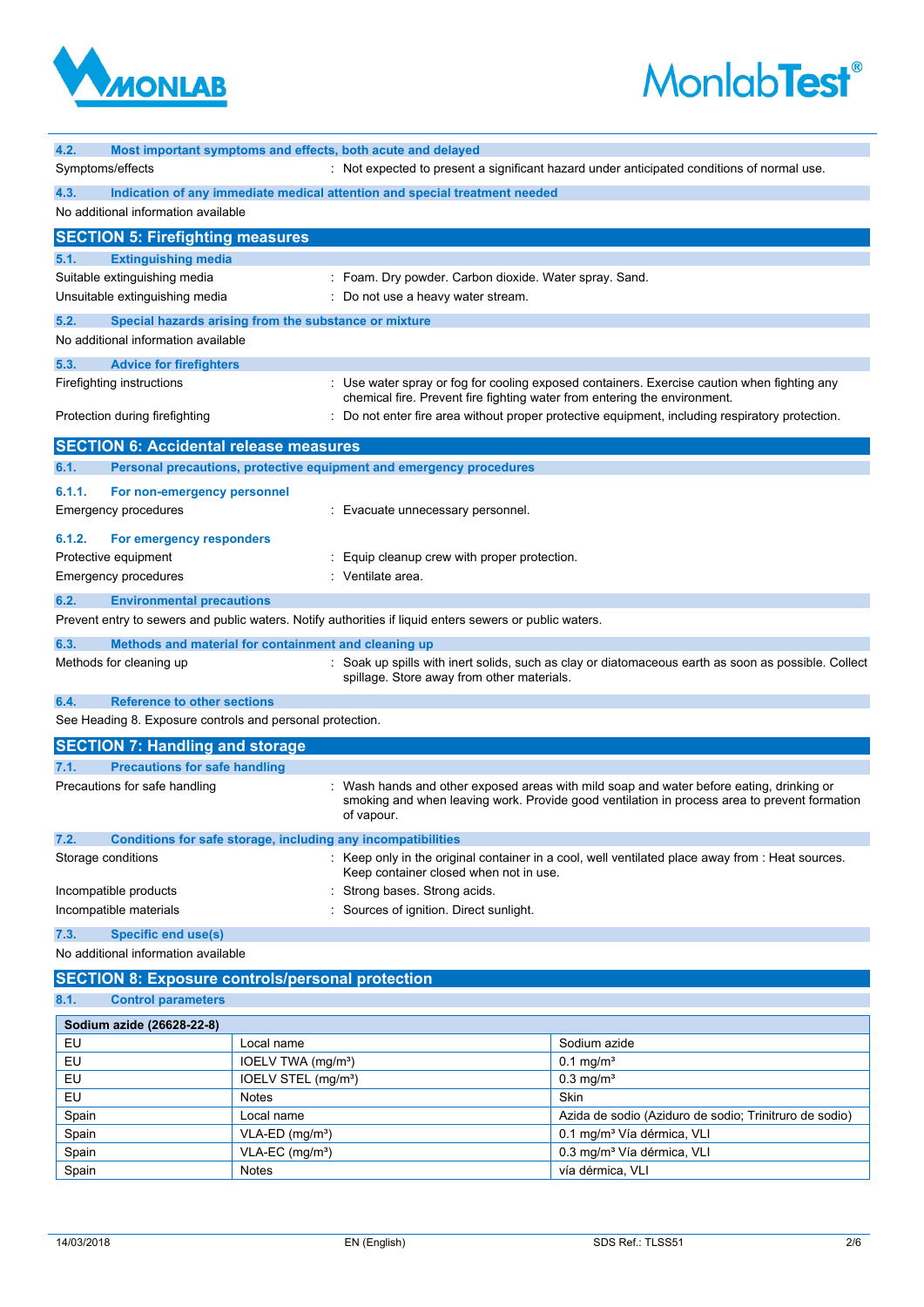### 4.2. Most important symptoms and effects, both acute and delayed

Symptoms/effects : Not expected to present a significant hazard under anticipated conditions of normal use.

### 4.3. Indication of any immediate medical attention and special treatment needed

No additional information available

## SECTION 5: Firefighting measures

### 5.1. Extinguishing media

Suitable extinguishing media : Foam. Dry powder. Carbon dioxide. Water spray. Sand.

Unsuitable extinguishing media : Do not use a heavy water stream.

### 5.2. Special hazards arising from the substance or mixture

No additional information available

### 5.3. Advice for firefighters

Firefighting instructions : Use water spray or fog for cooling exposed containers. Exercise caution when fighting any chemical fire. Prevent fire fighting water from entering the environment.

Protection during firefighting : Do not enter fire area without proper protective equipment, including respiratory protection.

## SECTION 6: Accidental release measures

### 6.1. Personal precautions, protective equipment and emergency procedures

#### 6.1.1. For non-emergency personnel

Emergency procedures : Evacuate unnecessary personnel.

#### 6.1.2. For emergency responders

Protective equipment : Equip cleanup crew with proper protection.

Emergency procedures : Ventilate area.

### 6.2. Environmental precautions

Prevent entry to sewers and public waters. Notify authorities if liquid enters sewers or public waters.

### 6.3. Methods and material for containment and cleaning up

Methods for cleaning up : Soak up spills with inert solids, such as clay or diatomaceous earth as soon as possible. Collect spillage. Store away from other materials.

### 6.4. Reference to other sections

See Heading 8. Exposure controls and personal protection.

## SECTION 7: Handling and storage

### 7.1. Precautions for safe handling

Precautions for safe handling : Wash hands and other exposed areas with mild soap and water before eating, drinking or smoking and when leaving work. Provide good ventilation in process area to prevent formation of vapour.

### 7.2. Conditions for safe storage, including any incompatibilities

Storage conditions : Keep only in the original container in a cool, well ventilated place away from : Heat sources. Keep container closed when not in use.

Incompatible products : Strong bases. Strong acids.

Incompatible materials : Sources of ignition. Direct sunlight.

### 7.3. Specific end use(s)

No additional information available

## SECTION 8: Exposure controls/personal protection

### 8.1. Control parameters

| Sodium azide (26628-22-8) | | |
|---|---|---|
| EU | Local name | Sodium azide |
| EU | IOELV TWA (mg/m³) | 0.1 mg/m³ |
| EU | IOELV STEL (mg/m³) | 0.3 mg/m³ |
| EU | Notes | Skin |
| Spain | Local name | Azida de sodio (Aziduro de sodio; Trinitruro de sodio) |
| Spain | VLA-ED (mg/m³) | 0.1 mg/m³ Vía dérmica, VLI |
| Spain | VLA-EC (mg/m³) | 0.3 mg/m³ Vía dérmica, VLI |
| Spain | Notes | vía dérmica, VLI |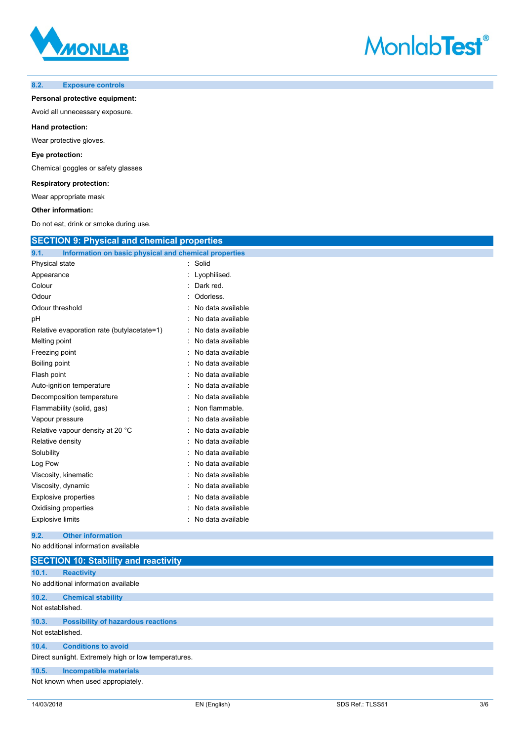### 8.2. Exposure controls

**Personal protective equipment:**

Avoid all unnecessary exposure.

**Hand protection:**

Wear protective gloves.

**Eye protection:**

Chemical goggles or safety glasses

**Respiratory protection:**

Wear appropriate mask

**Other information:**

Do not eat, drink or smoke during use.

## SECTION 9: Physical and chemical properties

### 9.1. Information on basic physical and chemical properties

| | |
|---|---|
| Physical state | : Solid |
| Appearance | : Lyophilised. |
| Colour | : Dark red. |
| Odour | : Odorless. |
| Odour threshold | : No data available |
| pH | : No data available |
| Relative evaporation rate (butylacetate=1) | : No data available |
| Melting point | : No data available |
| Freezing point | : No data available |
| Boiling point | : No data available |
| Flash point | : No data available |
| Auto-ignition temperature | : No data available |
| Decomposition temperature | : No data available |
| Flammability (solid, gas) | : Non flammable. |
| Vapour pressure | : No data available |
| Relative vapour density at 20 °C | : No data available |
| Relative density | : No data available |
| Solubility | : No data available |
| Log Pow | : No data available |
| Viscosity, kinematic | : No data available |
| Viscosity, dynamic | : No data available |
| Explosive properties | : No data available |
| Oxidising properties | : No data available |
| Explosive limits | : No data available |

### 9.2. Other information

No additional information available

## SECTION 10: Stability and reactivity

### 10.1. Reactivity

No additional information available

### 10.2. Chemical stability

Not established.

### 10.3. Possibility of hazardous reactions

Not established.

### 10.4. Conditions to avoid

Direct sunlight. Extremely high or low temperatures.

### 10.5. Incompatible materials

Not known when used appropiately.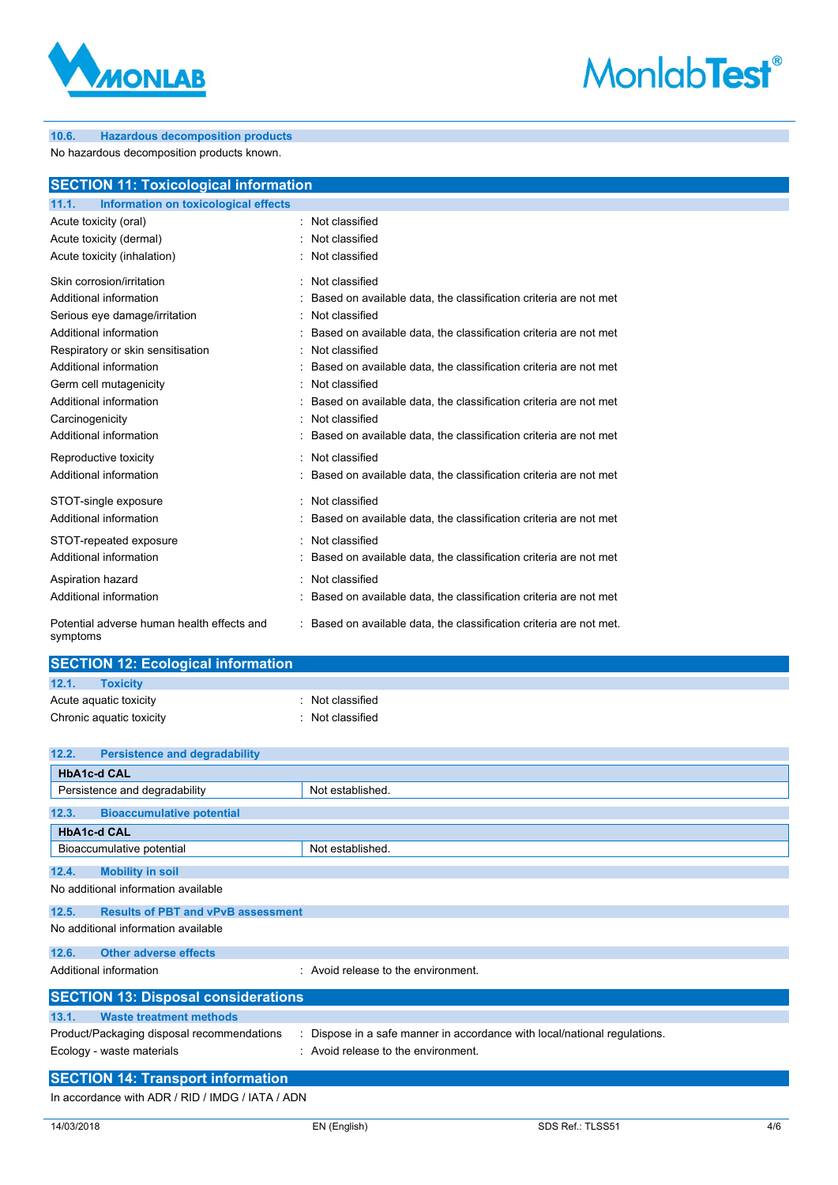### 10.6. Hazardous decomposition products

No hazardous decomposition products known.

## SECTION 11: Toxicological information

### 11.1. Information on toxicological effects

| | |
|---|---|
| Acute toxicity (oral) | : Not classified |
| Acute toxicity (dermal) | : Not classified |
| Acute toxicity (inhalation) | : Not classified |
| Skin corrosion/irritation | : Not classified |
| Additional information | : Based on available data, the classification criteria are not met |
| Serious eye damage/irritation | : Not classified |
| Additional information | : Based on available data, the classification criteria are not met |
| Respiratory or skin sensitisation | : Not classified |
| Additional information | : Based on available data, the classification criteria are not met |
| Germ cell mutagenicity | : Not classified |
| Additional information | : Based on available data, the classification criteria are not met |
| Carcinogenicity | : Not classified |
| Additional information | : Based on available data, the classification criteria are not met |
| Reproductive toxicity | : Not classified |
| Additional information | : Based on available data, the classification criteria are not met |
| STOT-single exposure | : Not classified |
| Additional information | : Based on available data, the classification criteria are not met |
| STOT-repeated exposure | : Not classified |
| Additional information | : Based on available data, the classification criteria are not met |
| Aspiration hazard | : Not classified |
| Additional information | : Based on available data, the classification criteria are not met |
| Potential adverse human health effects and symptoms | : Based on available data, the classification criteria are not met. |

## SECTION 12: Ecological information

### 12.1. Toxicity

| | |
|---|---|
| Acute aquatic toxicity | : Not classified |
| Chronic aquatic toxicity | : Not classified |

### 12.2. Persistence and degradability

| HbA1c-d CAL | |
|---|---|
| Persistence and degradability | Not established. |

### 12.3. Bioaccumulative potential

| HbA1c-d CAL | |
|---|---|
| Bioaccumulative potential | Not established. |

### 12.4. Mobility in soil

No additional information available

### 12.5. Results of PBT and vPvB assessment

No additional information available

### 12.6. Other adverse effects

| | |
|---|---|
| Additional information | : Avoid release to the environment. |

## SECTION 13: Disposal considerations

### 13.1. Waste treatment methods

| | |
|---|---|
| Product/Packaging disposal recommendations | : Dispose in a safe manner in accordance with local/national regulations. |
| Ecology - waste materials | : Avoid release to the environment. |

## SECTION 14: Transport information

In accordance with ADR / RID / IMDG / IATA / ADN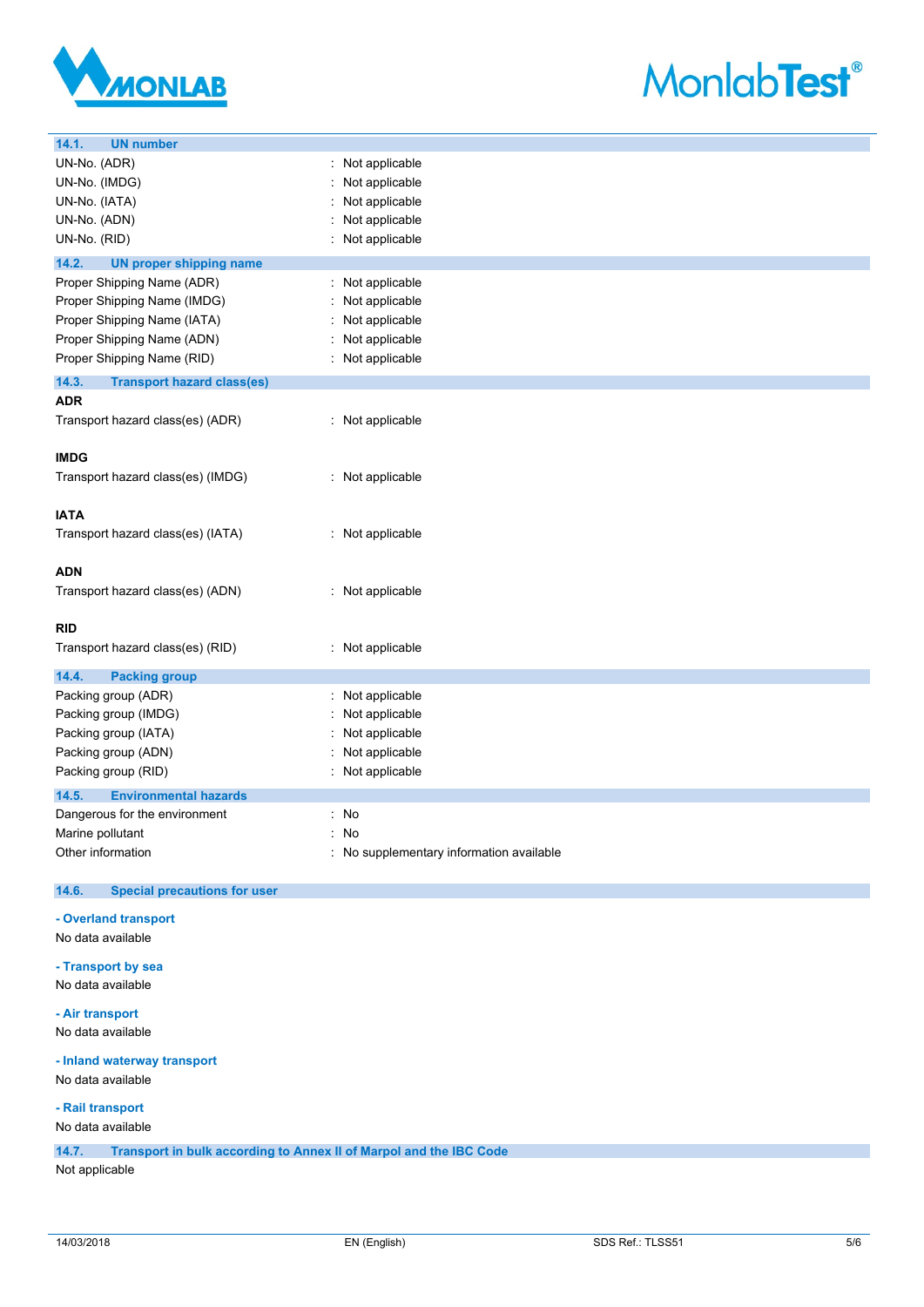### 14.1. UN number

| | |
|---|---|
| UN-No. (ADR) | : Not applicable |
| UN-No. (IMDG) | : Not applicable |
| UN-No. (IATA) | : Not applicable |
| UN-No. (ADN) | : Not applicable |
| UN-No. (RID) | : Not applicable |

### 14.2. UN proper shipping name

| | |
|---|---|
| Proper Shipping Name (ADR) | : Not applicable |
| Proper Shipping Name (IMDG) | : Not applicable |
| Proper Shipping Name (IATA) | : Not applicable |
| Proper Shipping Name (ADN) | : Not applicable |
| Proper Shipping Name (RID) | : Not applicable |

### 14.3. Transport hazard class(es)

**ADR**

Transport hazard class(es) (ADR) : Not applicable

**IMDG**

Transport hazard class(es) (IMDG) : Not applicable

**IATA**

Transport hazard class(es) (IATA) : Not applicable

**ADN**

Transport hazard class(es) (ADN) : Not applicable

**RID**

Transport hazard class(es) (RID) : Not applicable

### 14.4. Packing group

| | |
|---|---|
| Packing group (ADR) | : Not applicable |
| Packing group (IMDG) | : Not applicable |
| Packing group (IATA) | : Not applicable |
| Packing group (ADN) | : Not applicable |
| Packing group (RID) | : Not applicable |

### 14.5. Environmental hazards

| | |
|---|---|
| Dangerous for the environment | : No |
| Marine pollutant | : No |
| Other information | : No supplementary information available |

### 14.6. Special precautions for user

**- Overland transport**

No data available

**- Transport by sea**

No data available

**- Air transport**

No data available

**- Inland waterway transport**

No data available

**- Rail transport**

No data available

### 14.7. Transport in bulk according to Annex II of Marpol and the IBC Code

Not applicable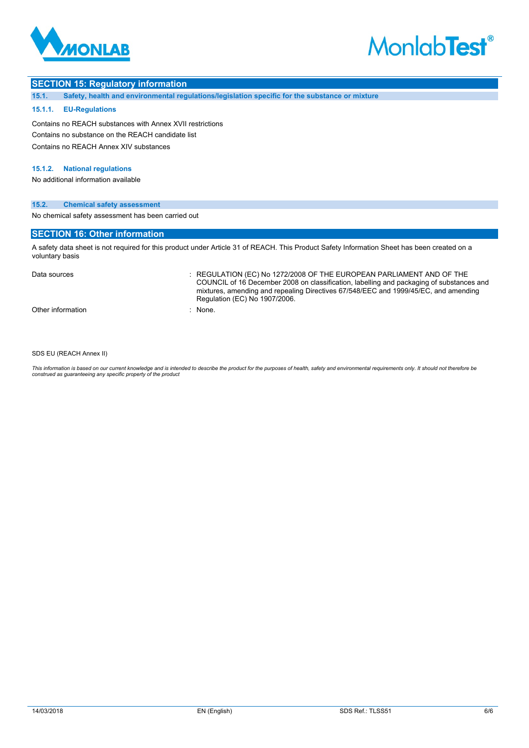## SECTION 15: Regulatory information

### 15.1. Safety, health and environmental regulations/legislation specific for the substance or mixture

#### 15.1.1. EU-Regulations

Contains no REACH substances with Annex XVII restrictions

Contains no substance on the REACH candidate list

Contains no REACH Annex XIV substances

#### 15.1.2. National regulations

No additional information available

### 15.2. Chemical safety assessment

No chemical safety assessment has been carried out

## SECTION 16: Other information

A safety data sheet is not required for this product under Article 31 of REACH. This Product Safety Information Sheet has been created on a voluntary basis

| | |
|---|---|
| Data sources | : REGULATION (EC) No 1272/2008 OF THE EUROPEAN PARLIAMENT AND OF THE COUNCIL of 16 December 2008 on classification, labelling and packaging of substances and mixtures, amending and repealing Directives 67/548/EEC and 1999/45/EC, and amending Regulation (EC) No 1907/2006. |
| Other information | : None. |

SDS EU (REACH Annex II)

*This information is based on our current knowledge and is intended to describe the product for the purposes of health, safety and environmental requirements only. It should not therefore be construed as guaranteeing any specific property of the product*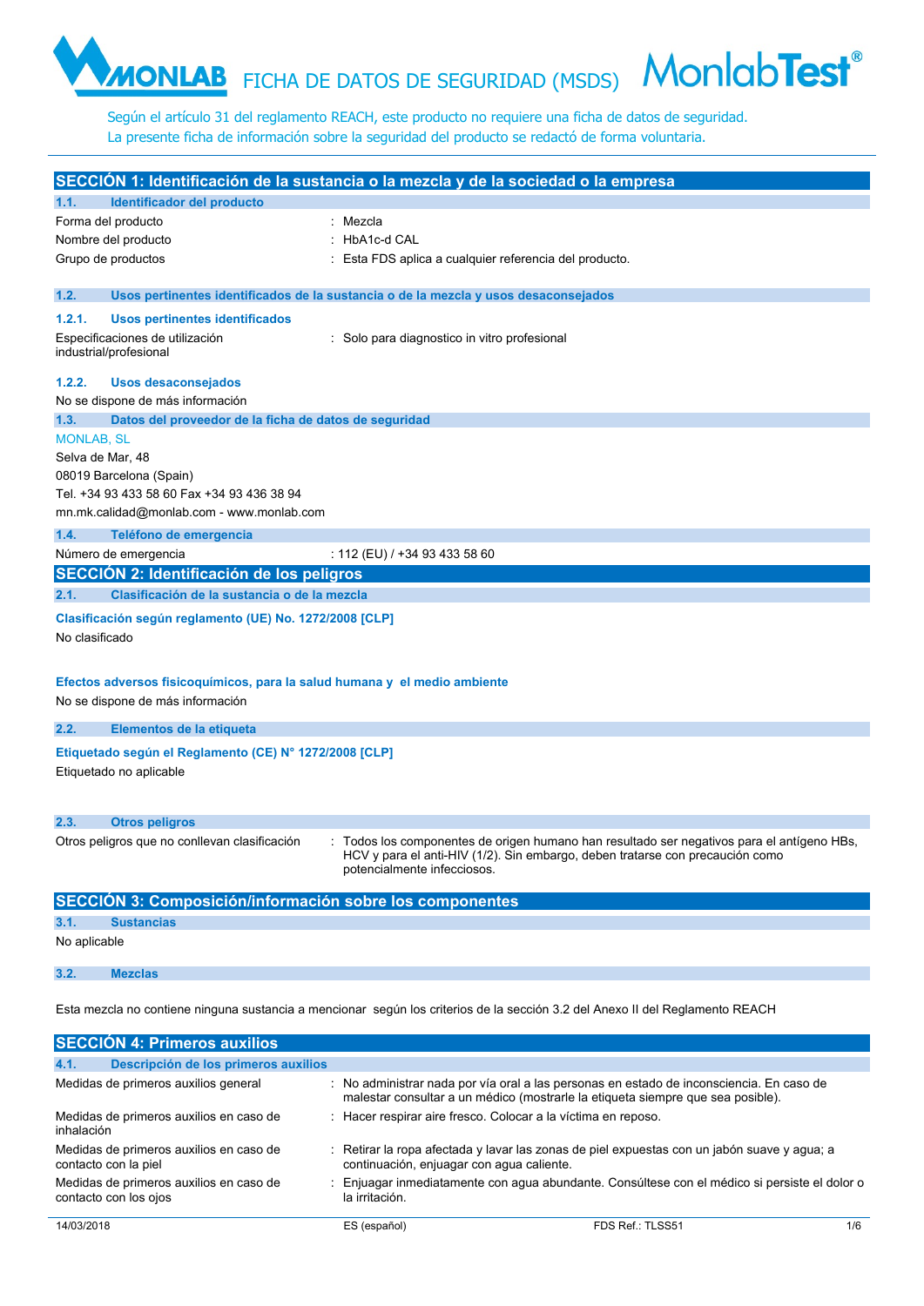MONLAB FICHA DE DATOS DE SEGURIDAD (MSDS) MonlabTest®

Según el artículo 31 del reglamento REACH, este producto no requiere una ficha de datos de seguridad.
La presente ficha de información sobre la seguridad del producto se redactó de forma voluntaria.

## SECCIÓN 1: Identificación de la sustancia o la mezcla y de la sociedad o la empresa

### 1.1. Identificador del producto

| | |
|---|---|
| Forma del producto | : Mezcla |
| Nombre del producto | : HbA1c-d CAL |
| Grupo de productos | : Esta FDS aplica a cualquier referencia del producto. |

### 1.2. Usos pertinentes identificados de la sustancia o de la mezcla y usos desaconsejados

#### 1.2.1. Usos pertinentes identificados

| | |
|---|---|
| Especificaciones de utilización industrial/profesional | : Solo para diagnostico in vitro profesional |

#### 1.2.2. Usos desaconsejados

No se dispone de más información

### 1.3. Datos del proveedor de la ficha de datos de seguridad

MONLAB, SL
Selva de Mar, 48
08019 Barcelona (Spain)
Tel. +34 93 433 58 60 Fax +34 93 436 38 94
mn.mk.calidad@monlab.com - www.monlab.com

### 1.4. Teléfono de emergencia

| | |
|---|---|
| Número de emergencia | : 112 (EU) / +34 93 433 58 60 |

## SECCIÓN 2: Identificación de los peligros

### 2.1. Clasificación de la sustancia o de la mezcla

**Clasificación según reglamento (UE) No. 1272/2008 [CLP]**

No clasificado

**Efectos adversos fisicoquímicos, para la salud humana y el medio ambiente**

No se dispone de más información

### 2.2. Elementos de la etiqueta

**Etiquetado según el Reglamento (CE) N° 1272/2008 [CLP]**

Etiquetado no aplicable

### 2.3. Otros peligros

| | |
|---|---|
| Otros peligros que no conllevan clasificación | : Todos los componentes de origen humano han resultado ser negativos para el antígeno HBs, HCV y para el anti-HIV (1/2). Sin embargo, deben tratarse con precaución como potencialmente infecciosos. |

## SECCIÓN 3: Composición/información sobre los componentes

### 3.1. Sustancias

No aplicable

### 3.2. Mezclas

Esta mezcla no contiene ninguna sustancia a mencionar según los criterios de la sección 3.2 del Anexo II del Reglamento REACH

## SECCIÓN 4: Primeros auxilios

### 4.1. Descripción de los primeros auxilios

| | |
|---|---|
| Medidas de primeros auxilios general | : No administrar nada por vía oral a las personas en estado de inconsciencia. En caso de malestar consultar a un médico (mostrarle la etiqueta siempre que sea posible). |
| Medidas de primeros auxilios en caso de inhalación | : Hacer respirar aire fresco. Colocar a la víctima en reposo. |
| Medidas de primeros auxilios en caso de contacto con la piel | : Retirar la ropa afectada y lavar las zonas de piel expuestas con un jabón suave y agua; a continuación, enjuagar con agua caliente. |
| Medidas de primeros auxilios en caso de contacto con los ojos | : Enjuagar inmediatamente con agua abundante. Consúltese con el médico si persiste el dolor o la irritación. |

14/03/2018 ES (español) FDS Ref.: TLSS51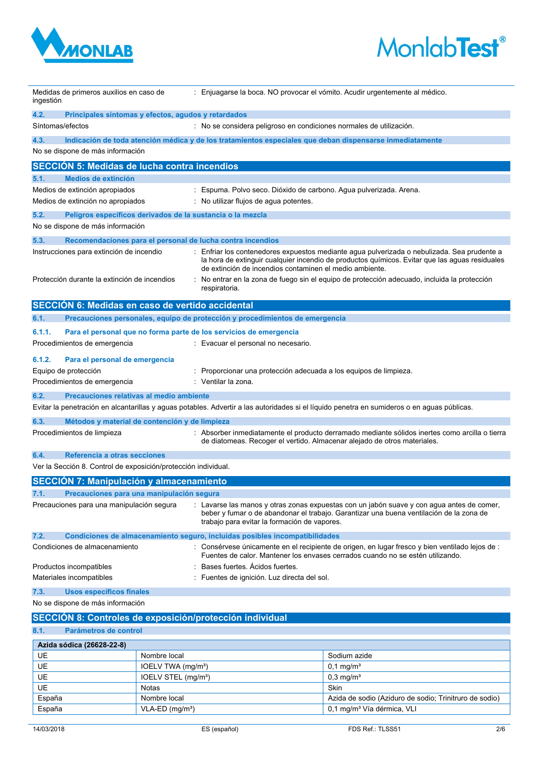| | |
|---|---|
| Medidas de primeros auxilios en caso de ingestión | : Enjuagarse la boca. NO provocar el vómito. Acudir urgentemente al médico. |

### 4.2. Principales síntomas y efectos, agudos y retardados

| | |
|---|---|
| Síntomas/efectos | : No se considera peligroso en condiciones normales de utilización. |

### 4.3. Indicación de toda atención médica y de los tratamientos especiales que deban dispensarse inmediatamente

No se dispone de más información

## SECCIÓN 5: Medidas de lucha contra incendios

### 5.1. Medios de extinción

| | |
|---|---|
| Medios de extinción apropiados | : Espuma. Polvo seco. Dióxido de carbono. Agua pulverizada. Arena. |
| Medios de extinción no apropiados | : No utilizar flujos de agua potentes. |

### 5.2. Peligros específicos derivados de la sustancia o la mezcla

No se dispone de más información

### 5.3. Recomendaciones para el personal de lucha contra incendios

| | |
|---|---|
| Instrucciones para extinción de incendio | : Enfriar los contenedores expuestos mediante agua pulverizada o nebulizada. Sea prudente a la hora de extinguir cualquier incendio de productos químicos. Evitar que las aguas residuales de extinción de incendios contaminen el medio ambiente. |
| Protección durante la extinción de incendios | : No entrar en la zona de fuego sin el equipo de protección adecuado, incluida la protección respiratoria. |

## SECCIÓN 6: Medidas en caso de vertido accidental

### 6.1. Precauciones personales, equipo de protección y procedimientos de emergencia

#### 6.1.1. Para el personal que no forma parte de los servicios de emergencia

| | |
|---|---|
| Procedimientos de emergencia | : Evacuar el personal no necesario. |

#### 6.1.2. Para el personal de emergencia

| | |
|---|---|
| Equipo de protección | : Proporcionar una protección adecuada a los equipos de limpieza. |
| Procedimientos de emergencia | : Ventilar la zona. |

### 6.2. Precauciones relativas al medio ambiente

Evitar la penetración en alcantarillas y aguas potables. Advertir a las autoridades si el líquido penetra en sumideros o en aguas públicas.

### 6.3. Métodos y material de contención y de limpieza

| | |
|---|---|
| Procedimientos de limpieza | : Absorber inmediatamente el producto derramado mediante sólidos inertes como arcilla o tierra de diatomeas. Recoger el vertido. Almacenar alejado de otros materiales. |

### 6.4. Referencia a otras secciones

Ver la Sección 8. Control de exposición/protección individual.

## SECCIÓN 7: Manipulación y almacenamiento

### 7.1. Precauciones para una manipulación segura

| | |
|---|---|
| Precauciones para una manipulación segura | : Lavarse las manos y otras zonas expuestas con un jabón suave y con agua antes de comer, beber y fumar o de abandonar el trabajo. Garantizar una buena ventilación de la zona de trabajo para evitar la formación de vapores. |

### 7.2. Condiciones de almacenamiento seguro, incluidas posibles incompatibilidades

| | |
|---|---|
| Condiciones de almacenamiento | : Consérvese únicamente en el recipiente de origen, en lugar fresco y bien ventilado lejos de : Fuentes de calor. Mantener los envases cerrados cuando no se estén utilizando. |
| Productos incompatibles | : Bases fuertes. Ácidos fuertes. |
| Materiales incompatibles | : Fuentes de ignición. Luz directa del sol. |

### 7.3. Usos específicos finales

No se dispone de más información

## SECCIÓN 8: Controles de exposición/protección individual

### 8.1. Parámetros de control

| **Azida sódica (26628-22-8)** | | |
|---|---|---|
| UE | Nombre local | Sodium azide |
| UE | IOELV TWA (mg/m³) | 0,1 mg/m³ |
| UE | IOELV STEL (mg/m³) | 0,3 mg/m³ |
| UE | Notas | Skin |
| España | Nombre local | Azida de sodio (Aziduro de sodio; Trinitruro de sodio) |
| España | VLA-ED (mg/m³) | 0,1 mg/m³ Vía dérmica, VLI |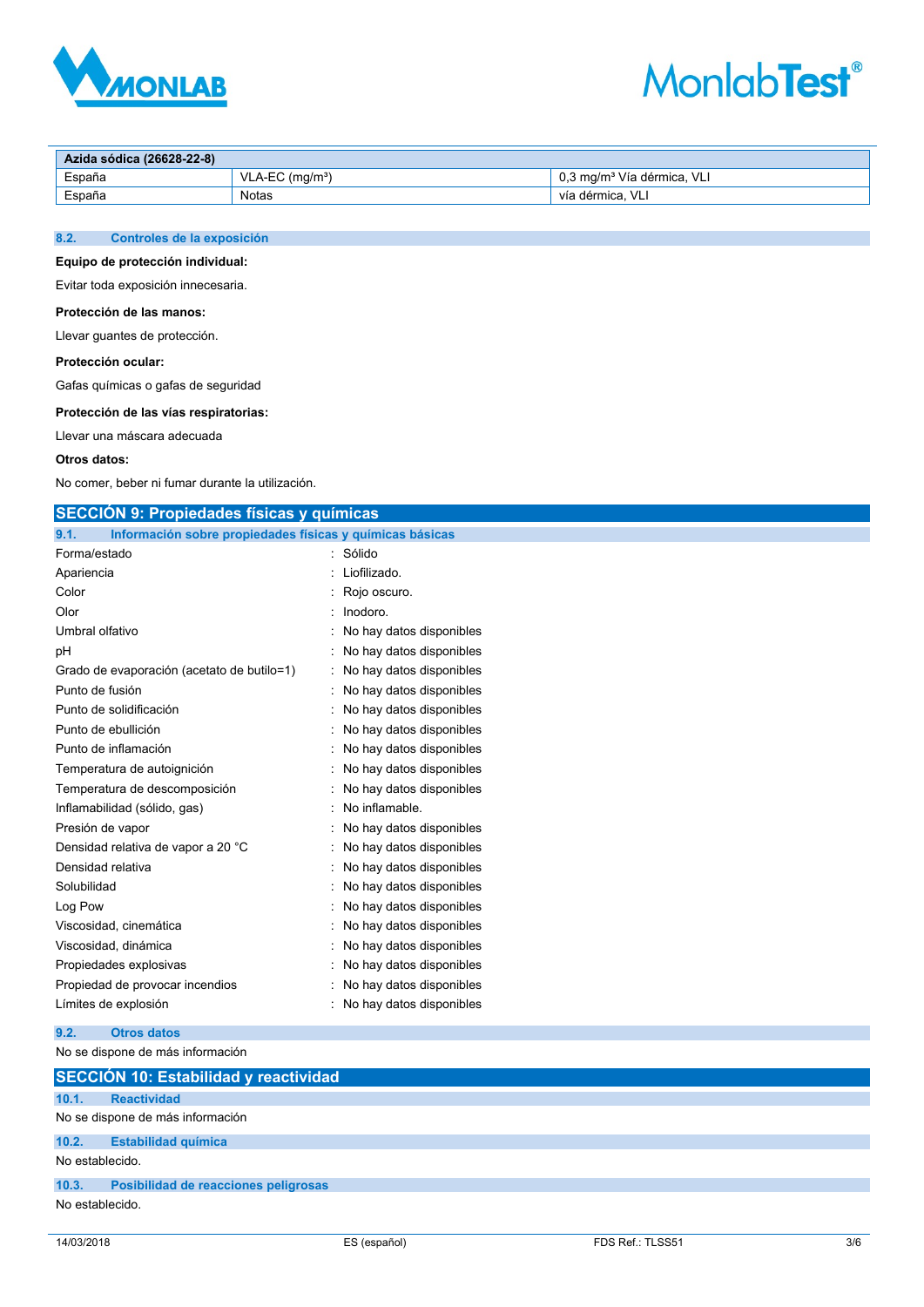| Azida sódica (26628-22-8) | | |
|---|---|---|
| España | VLA-EC (mg/m³) | 0,3 mg/m³ Vía dérmica, VLI |
| España | Notas | vía dérmica, VLI |

### 8.2. Controles de la exposición

**Equipo de protección individual:**

Evitar toda exposición innecesaria.

**Protección de las manos:**

Llevar guantes de protección.

**Protección ocular:**

Gafas químicas o gafas de seguridad

**Protección de las vías respiratorias:**

Llevar una máscara adecuada

**Otros datos:**

No comer, beber ni fumar durante la utilización.

## SECCIÓN 9: Propiedades físicas y químicas

### 9.1. Información sobre propiedades físicas y químicas básicas

| | | |
|---|---|---|
| Forma/estado | : | Sólido |
| Apariencia | : | Liofilizado. |
| Color | : | Rojo oscuro. |
| Olor | : | Inodoro. |
| Umbral olfativo | : | No hay datos disponibles |
| pH | : | No hay datos disponibles |
| Grado de evaporación (acetato de butilo=1) | : | No hay datos disponibles |
| Punto de fusión | : | No hay datos disponibles |
| Punto de solidificación | : | No hay datos disponibles |
| Punto de ebullición | : | No hay datos disponibles |
| Punto de inflamación | : | No hay datos disponibles |
| Temperatura de autoignición | : | No hay datos disponibles |
| Temperatura de descomposición | : | No hay datos disponibles |
| Inflamabilidad (sólido, gas) | : | No inflamable. |
| Presión de vapor | : | No hay datos disponibles |
| Densidad relativa de vapor a 20 °C | : | No hay datos disponibles |
| Densidad relativa | : | No hay datos disponibles |
| Solubilidad | : | No hay datos disponibles |
| Log Pow | : | No hay datos disponibles |
| Viscosidad, cinemática | : | No hay datos disponibles |
| Viscosidad, dinámica | : | No hay datos disponibles |
| Propiedades explosivas | : | No hay datos disponibles |
| Propiedad de provocar incendios | : | No hay datos disponibles |
| Límites de explosión | : | No hay datos disponibles |

### 9.2. Otros datos

No se dispone de más información

## SECCIÓN 10: Estabilidad y reactividad

### 10.1. Reactividad

No se dispone de más información

### 10.2. Estabilidad química

No establecido.

### 10.3. Posibilidad de reacciones peligrosas

No establecido.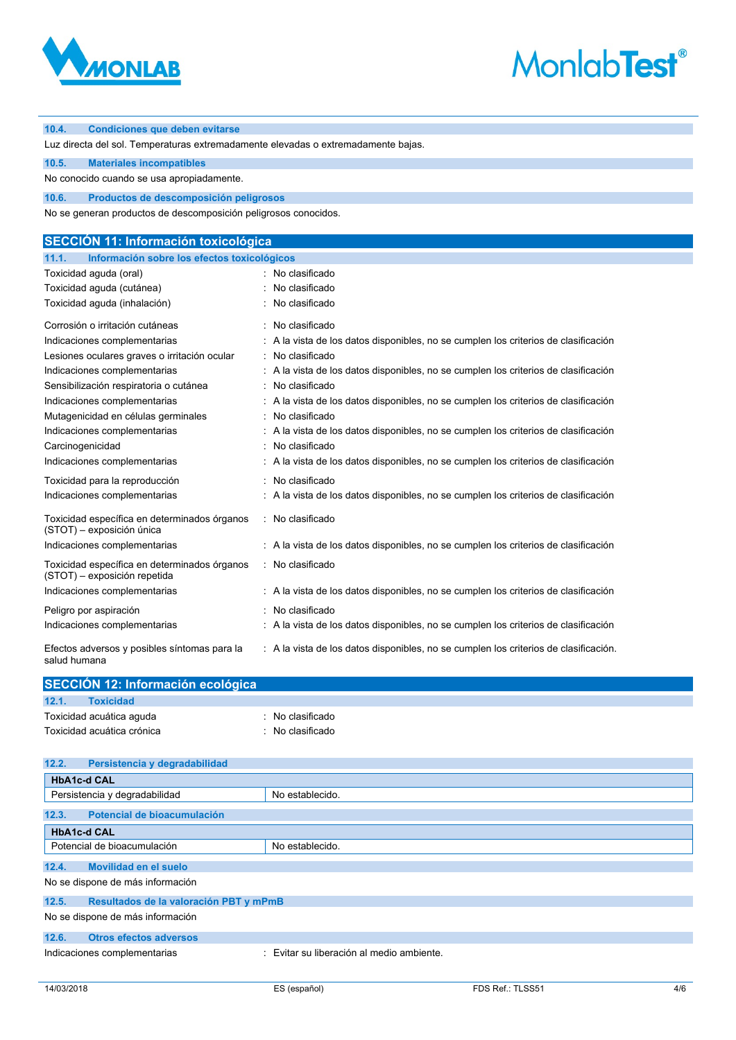### 10.4. Condiciones que deben evitarse

Luz directa del sol. Temperaturas extremadamente elevadas o extremadamente bajas.

### 10.5. Materiales incompatibles

No conocido cuando se usa apropiadamente.

### 10.6. Productos de descomposición peligrosos

No se generan productos de descomposición peligrosos conocidos.

## SECCIÓN 11: Información toxicológica

### 11.1. Información sobre los efectos toxicológicos

| | |
|---|---|
| Toxicidad aguda (oral) | : No clasificado |
| Toxicidad aguda (cutánea) | : No clasificado |
| Toxicidad aguda (inhalación) | : No clasificado |
| Corrosión o irritación cutáneas | : No clasificado |
| Indicaciones complementarias | : A la vista de los datos disponibles, no se cumplen los criterios de clasificación |
| Lesiones oculares graves o irritación ocular | : No clasificado |
| Indicaciones complementarias | : A la vista de los datos disponibles, no se cumplen los criterios de clasificación |
| Sensibilización respiratoria o cutánea | : No clasificado |
| Indicaciones complementarias | : A la vista de los datos disponibles, no se cumplen los criterios de clasificación |
| Mutagenicidad en células germinales | : No clasificado |
| Indicaciones complementarias | : A la vista de los datos disponibles, no se cumplen los criterios de clasificación |
| Carcinogenicidad | : No clasificado |
| Indicaciones complementarias | : A la vista de los datos disponibles, no se cumplen los criterios de clasificación |
| Toxicidad para la reproducción | : No clasificado |
| Indicaciones complementarias | : A la vista de los datos disponibles, no se cumplen los criterios de clasificación |
| Toxicidad específica en determinados órganos (STOT) – exposición única | : No clasificado |
| Indicaciones complementarias | : A la vista de los datos disponibles, no se cumplen los criterios de clasificación |
| Toxicidad específica en determinados órganos (STOT) – exposición repetida | : No clasificado |
| Indicaciones complementarias | : A la vista de los datos disponibles, no se cumplen los criterios de clasificación |
| Peligro por aspiración | : No clasificado |
| Indicaciones complementarias | : A la vista de los datos disponibles, no se cumplen los criterios de clasificación |
| Efectos adversos y posibles síntomas para la salud humana | : A la vista de los datos disponibles, no se cumplen los criterios de clasificación. |

## SECCIÓN 12: Información ecológica

### 12.1. Toxicidad

| | |
|---|---|
| Toxicidad acuática aguda | : No clasificado |
| Toxicidad acuática crónica | : No clasificado |

### 12.2. Persistencia y degradabilidad

| HbA1c-d CAL | |
|---|---|
| Persistencia y degradabilidad | No establecido. |

### 12.3. Potencial de bioacumulación

| HbA1c-d CAL | |
|---|---|
| Potencial de bioacumulación | No establecido. |

### 12.4. Movilidad en el suelo

No se dispone de más información

### 12.5. Resultados de la valoración PBT y mPmB

No se dispone de más información

### 12.6. Otros efectos adversos

Indicaciones complementarias : Evitar su liberación al medio ambiente.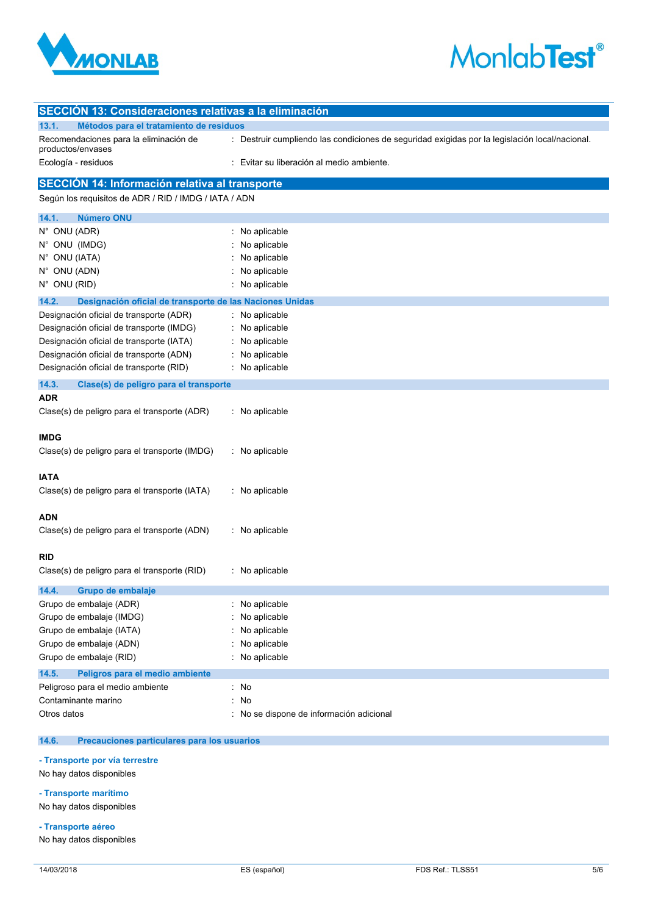## SECCIÓN 13: Consideraciones relativas a la eliminación

### 13.1. Métodos para el tratamiento de residuos

| | |
|---|---|
| Recomendaciones para la eliminación de productos/envases | : Destruir cumpliendo las condiciones de seguridad exigidas por la legislación local/nacional. |
| Ecología - residuos | : Evitar su liberación al medio ambiente. |

## SECCIÓN 14: Información relativa al transporte

Según los requisitos de ADR / RID / IMDG / IATA / ADN

### 14.1. Número ONU

| | |
|---|---|
| N° ONU (ADR) | : No aplicable |
| N° ONU (IMDG) | : No aplicable |
| N° ONU (IATA) | : No aplicable |
| N° ONU (ADN) | : No aplicable |
| N° ONU (RID) | : No aplicable |

### 14.2. Designación oficial de transporte de las Naciones Unidas

| | |
|---|---|
| Designación oficial de transporte (ADR) | : No aplicable |
| Designación oficial de transporte (IMDG) | : No aplicable |
| Designación oficial de transporte (IATA) | : No aplicable |
| Designación oficial de transporte (ADN) | : No aplicable |
| Designación oficial de transporte (RID) | : No aplicable |

### 14.3. Clase(s) de peligro para el transporte

**ADR**

Clase(s) de peligro para el transporte (ADR) : No aplicable

**IMDG**

Clase(s) de peligro para el transporte (IMDG) : No aplicable

**IATA**

Clase(s) de peligro para el transporte (IATA) : No aplicable

**ADN**

Clase(s) de peligro para el transporte (ADN) : No aplicable

**RID**

Clase(s) de peligro para el transporte (RID) : No aplicable

### 14.4. Grupo de embalaje

| | |
|---|---|
| Grupo de embalaje (ADR) | : No aplicable |
| Grupo de embalaje (IMDG) | : No aplicable |
| Grupo de embalaje (IATA) | : No aplicable |
| Grupo de embalaje (ADN) | : No aplicable |
| Grupo de embalaje (RID) | : No aplicable |

### 14.5. Peligros para el medio ambiente

| | |
|---|---|
| Peligroso para el medio ambiente | : No |
| Contaminante marino | : No |
| Otros datos | : No se dispone de información adicional |

### 14.6. Precauciones particulares para los usuarios

**- Transporte por vía terrestre**

No hay datos disponibles

**- Transporte marítimo**

No hay datos disponibles

**- Transporte aéreo**

No hay datos disponibles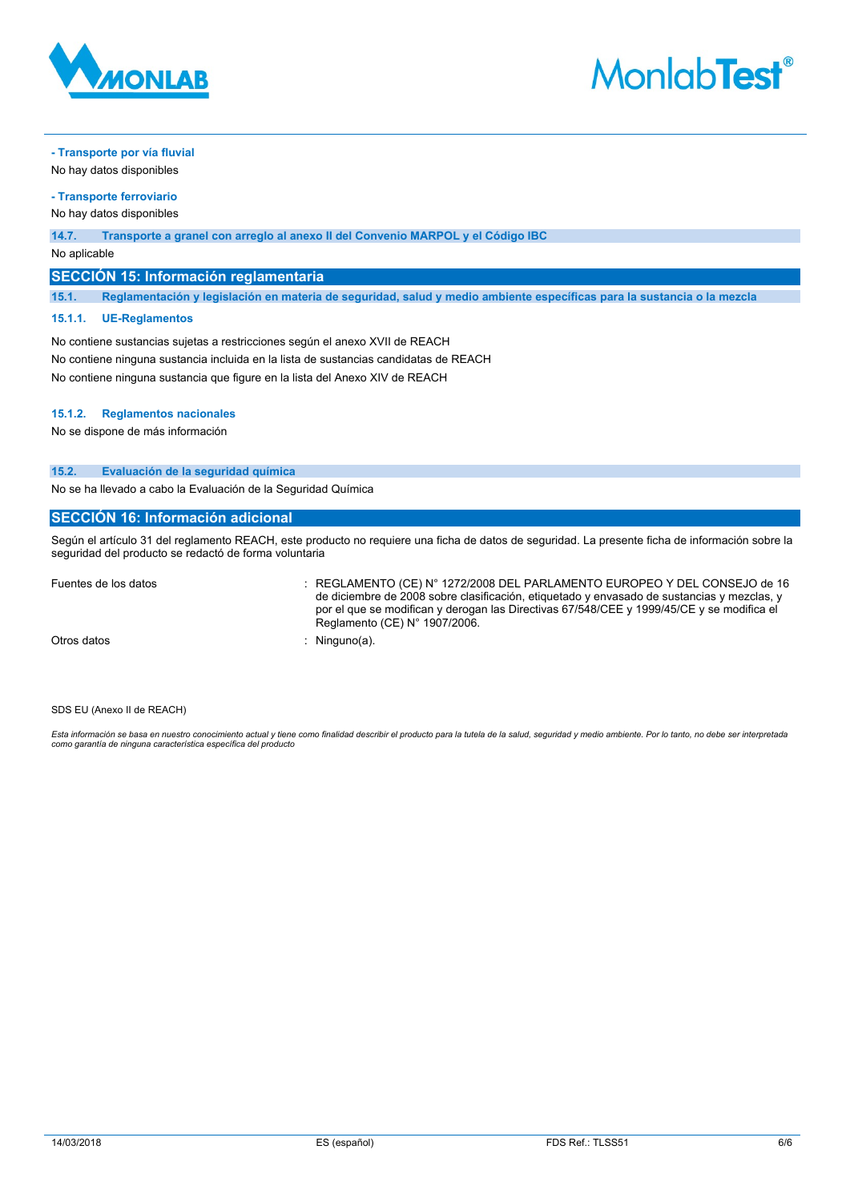**- Transporte por vía fluvial**

No hay datos disponibles

**- Transporte ferroviario**

No hay datos disponibles

### 14.7. Transporte a granel con arreglo al anexo II del Convenio MARPOL y el Código IBC

No aplicable

## SECCIÓN 15: Información reglamentaria

### 15.1. Reglamentación y legislación en materia de seguridad, salud y medio ambiente específicas para la sustancia o la mezcla

#### 15.1.1. UE-Reglamentos

No contiene sustancias sujetas a restricciones según el anexo XVII de REACH

No contiene ninguna sustancia incluida en la lista de sustancias candidatas de REACH

No contiene ninguna sustancia que figure en la lista del Anexo XIV de REACH

#### 15.1.2. Reglamentos nacionales

No se dispone de más información

### 15.2. Evaluación de la seguridad química

No se ha llevado a cabo la Evaluación de la Seguridad Química

## SECCIÓN 16: Información adicional

Según el artículo 31 del reglamento REACH, este producto no requiere una ficha de datos de seguridad. La presente ficha de información sobre la seguridad del producto se redactó de forma voluntaria

| | |
|---|---|
| Fuentes de los datos | : REGLAMENTO (CE) N° 1272/2008 DEL PARLAMENTO EUROPEO Y DEL CONSEJO de 16 de diciembre de 2008 sobre clasificación, etiquetado y envasado de sustancias y mezclas, y por el que se modifican y derogan las Directivas 67/548/CEE y 1999/45/CE y se modifica el Reglamento (CE) N° 1907/2006. |
| Otros datos | : Ninguno(a). |

SDS EU (Anexo II de REACH)

*Esta información se basa en nuestro conocimiento actual y tiene como finalidad describir el producto para la tutela de la salud, seguridad y medio ambiente. Por lo tanto, no debe ser interpretada como garantía de ninguna característica específica del producto*